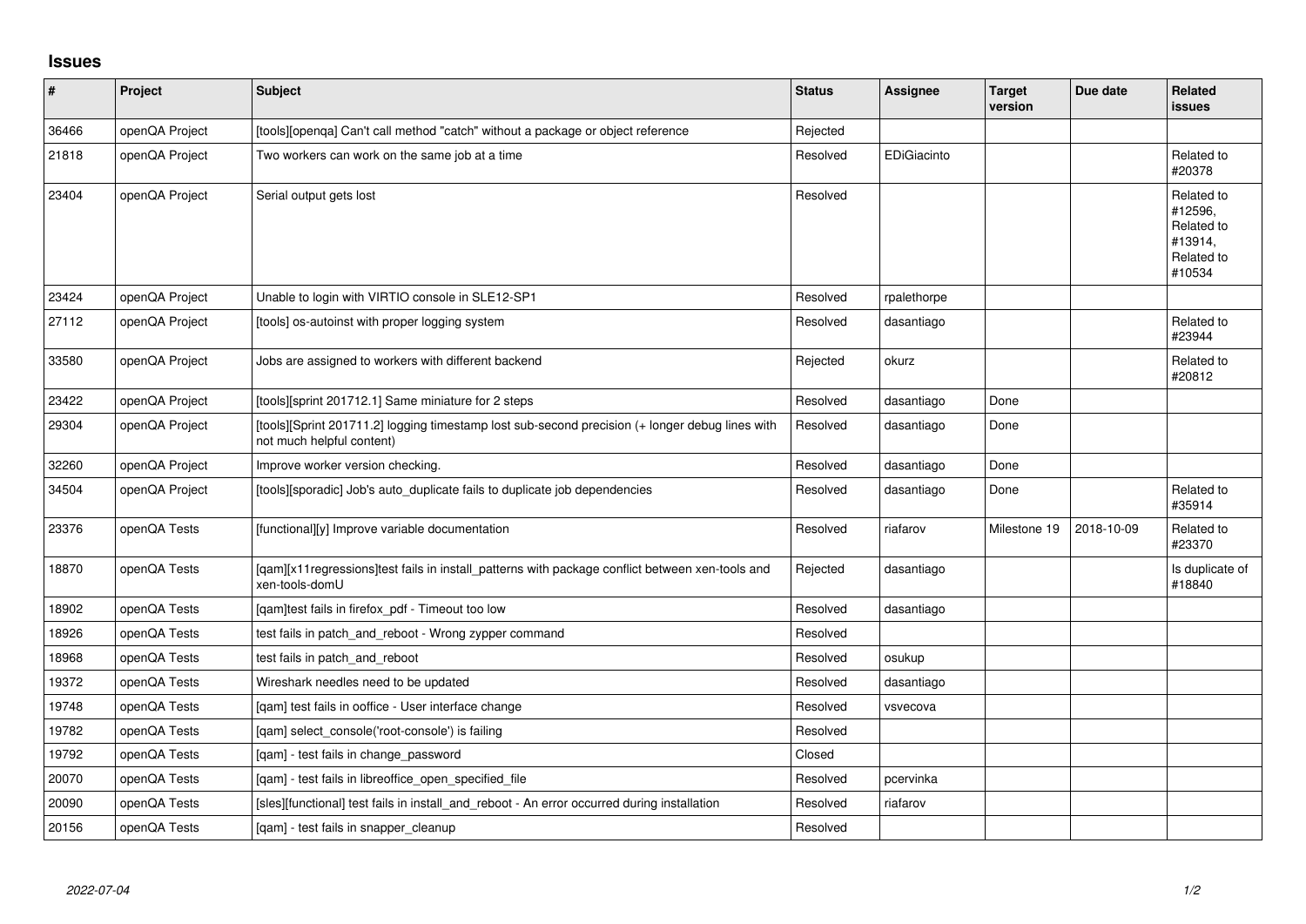## Issues

| # | Project | Subject | Status | Assignee | Target version | Due date | Related issues |
|---|---|---|---|---|---|---|---|
| 36466 | openQA Project | [tools][openqa] Can't call method "catch" without a package or object reference | Rejected | | | | |
| 21818 | openQA Project | Two workers can work on the same job at a time | Resolved | EDiGiacinto | | | Related to #20378 |
| 23404 | openQA Project | Serial output gets lost | Resolved | | | | Related to #12596, Related to #13914, Related to #10534 |
| 23424 | openQA Project | Unable to login with VIRTIO console in SLE12-SP1 | Resolved | rpalethorpe | | | |
| 27112 | openQA Project | [tools] os-autoinst with proper logging system | Resolved | dasantiago | | | Related to #23944 |
| 33580 | openQA Project | Jobs are assigned to workers with different backend | Rejected | okurz | | | Related to #20812 |
| 23422 | openQA Project | [tools][sprint 201712.1] Same miniature for 2 steps | Resolved | dasantiago | Done | | |
| 29304 | openQA Project | [tools][Sprint 201711.2] logging timestamp lost sub-second precision (+ longer debug lines with not much helpful content) | Resolved | dasantiago | Done | | |
| 32260 | openQA Project | Improve worker version checking. | Resolved | dasantiago | Done | | |
| 34504 | openQA Project | [tools][sporadic] Job's auto_duplicate fails to duplicate job dependencies | Resolved | dasantiago | Done | | Related to #35914 |
| 23376 | openQA Tests | [functional][y] Improve variable documentation | Resolved | riafarov | Milestone 19 | 2018-10-09 | Related to #23370 |
| 18870 | openQA Tests | [qam][x11regressions]test fails in install_patterns with package conflict between xen-tools and xen-tools-domU | Rejected | dasantiago | | | Is duplicate of #18840 |
| 18902 | openQA Tests | [qam]test fails in firefox_pdf - Timeout too low | Resolved | dasantiago | | | |
| 18926 | openQA Tests | test fails in patch_and_reboot - Wrong zypper command | Resolved | | | | |
| 18968 | openQA Tests | test fails in patch_and_reboot | Resolved | osukup | | | |
| 19372 | openQA Tests | Wireshark needles need to be updated | Resolved | dasantiago | | | |
| 19748 | openQA Tests | [qam] test fails in ooffice - User interface change | Resolved | vsvecova | | | |
| 19782 | openQA Tests | [qam] select_console('root-console') is failing | Resolved | | | | |
| 19792 | openQA Tests | [qam] - test fails in change_password | Closed | | | | |
| 20070 | openQA Tests | [qam] - test fails in libreoffice_open_specified_file | Resolved | pcervinka | | | |
| 20090 | openQA Tests | [sles][functional] test fails in install_and_reboot - An error occurred during installation | Resolved | riafarov | | | |
| 20156 | openQA Tests | [qam] - test fails in snapper_cleanup | Resolved | | | | |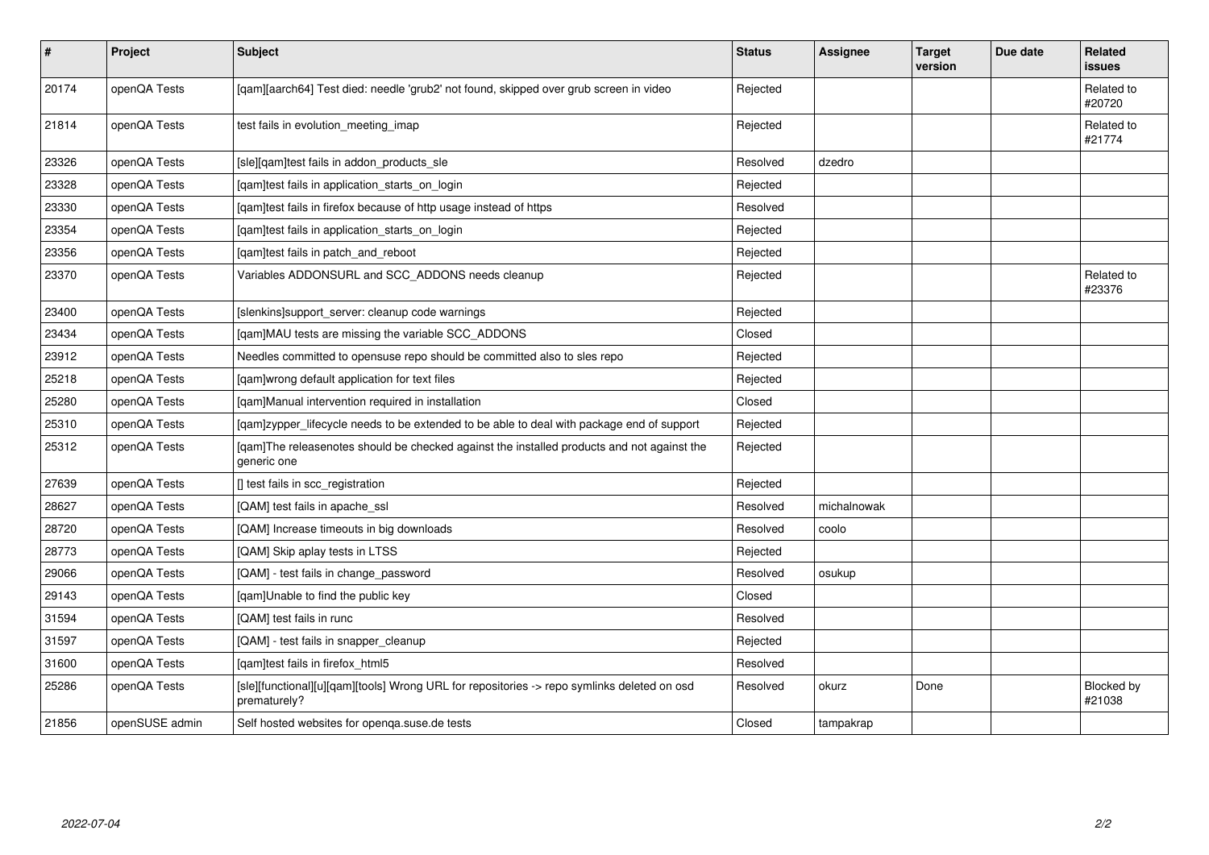| # | Project | Subject | Status | Assignee | Target version | Due date | Related issues |
|---|---|---|---|---|---|---|---|
| 20174 | openQA Tests | [qam][aarch64] Test died: needle 'grub2' not found, skipped over grub screen in video | Rejected | | | | Related to #20720 |
| 21814 | openQA Tests | test fails in evolution_meeting_imap | Rejected | | | | Related to #21774 |
| 23326 | openQA Tests | [sle][qam]test fails in addon_products_sle | Resolved | dzedro | | | |
| 23328 | openQA Tests | [qam]test fails in application_starts_on_login | Rejected | | | | |
| 23330 | openQA Tests | [qam]test fails in firefox because of http usage instead of https | Resolved | | | | |
| 23354 | openQA Tests | [qam]test fails in application_starts_on_login | Rejected | | | | |
| 23356 | openQA Tests | [qam]test fails in patch_and_reboot | Rejected | | | | |
| 23370 | openQA Tests | Variables ADDONSURL and SCC_ADDONS needs cleanup | Rejected | | | | Related to #23376 |
| 23400 | openQA Tests | [slenkins]support_server: cleanup code warnings | Rejected | | | | |
| 23434 | openQA Tests | [qam]MAU tests are missing the variable SCC_ADDONS | Closed | | | | |
| 23912 | openQA Tests | Needles committed to opensuse repo should be committed also to sles repo | Rejected | | | | |
| 25218 | openQA Tests | [qam]wrong default application for text files | Rejected | | | | |
| 25280 | openQA Tests | [qam]Manual intervention required in installation | Closed | | | | |
| 25310 | openQA Tests | [qam]zypper_lifecycle needs to be extended to be able to deal with package end of support | Rejected | | | | |
| 25312 | openQA Tests | [qam]The releasenotes should be checked against the installed products and not against the generic one | Rejected | | | | |
| 27639 | openQA Tests | [] test fails in scc_registration | Rejected | | | | |
| 28627 | openQA Tests | [QAM] test fails in apache_ssl | Resolved | michalnowak | | | |
| 28720 | openQA Tests | [QAM] Increase timeouts in big downloads | Resolved | coolo | | | |
| 28773 | openQA Tests | [QAM] Skip aplay tests in LTSS | Rejected | | | | |
| 29066 | openQA Tests | [QAM] - test fails in change_password | Resolved | osukup | | | |
| 29143 | openQA Tests | [qam]Unable to find the public key | Closed | | | | |
| 31594 | openQA Tests | [QAM] test fails in runc | Resolved | | | | |
| 31597 | openQA Tests | [QAM] - test fails in snapper_cleanup | Rejected | | | | |
| 31600 | openQA Tests | [qam]test fails in firefox_html5 | Resolved | | | | |
| 25286 | openQA Tests | [sle][functional][u][qam][tools] Wrong URL for repositories -> repo symlinks deleted on osd prematurely? | Resolved | okurz | Done | | Blocked by #21038 |
| 21856 | openSUSE admin | Self hosted websites for openqa.suse.de tests | Closed | tampakrap | | | |